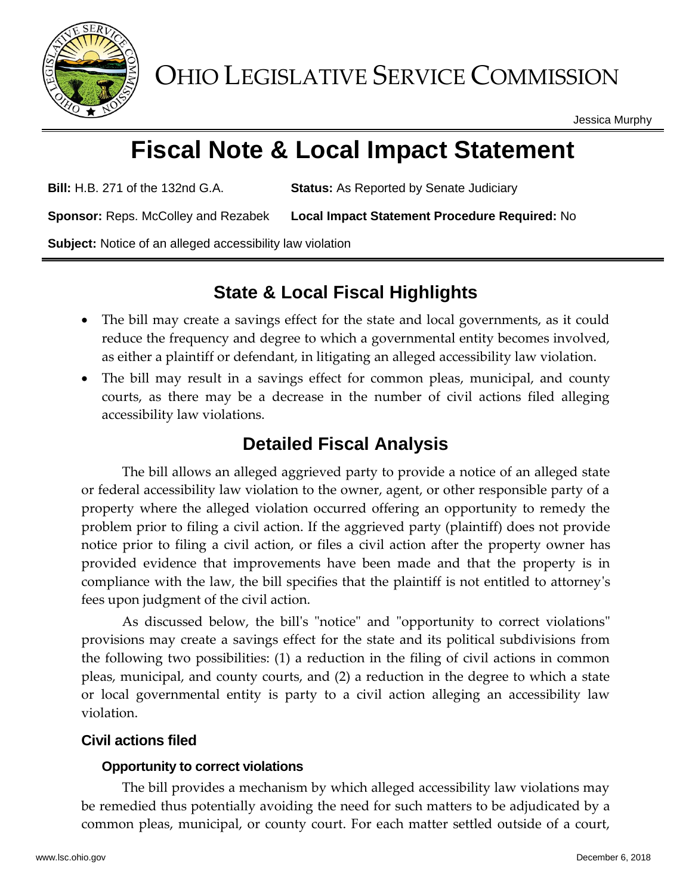# OHIO LEGISLATIVE SERVICE COMMISSION

Jessica Murphy

# Fiscal Note & Local Impact Statement

**Bill:** H.B. 271 of the 132nd G.A. **Status:** As Reported by Senate Judiciary

**Sponsor:** Reps. McColley and Rezabek **Local Impact Statement Procedure Required:** No

**Subject:** Notice of an alleged accessibility law violation

## State & Local Fiscal Highlights

- The bill may create a savings effect for the state and local governments, as it could reduce the frequency and degree to which a governmental entity becomes involved, as either a plaintiff or defendant, in litigating an alleged accessibility law violation.
- The bill may result in a savings effect for common pleas, municipal, and county courts, as there may be a decrease in the number of civil actions filed alleging accessibility law violations.

## Detailed Fiscal Analysis

The bill allows an alleged aggrieved party to provide a notice of an alleged state or federal accessibility law violation to the owner, agent, or other responsible party of a property where the alleged violation occurred offering an opportunity to remedy the problem prior to filing a civil action. If the aggrieved party (plaintiff) does not provide notice prior to filing a civil action, or files a civil action after the property owner has provided evidence that improvements have been made and that the property is in compliance with the law, the bill specifies that the plaintiff is not entitled to attorney's fees upon judgment of the civil action.

As discussed below, the bill's "notice" and "opportunity to correct violations" provisions may create a savings effect for the state and its political subdivisions from the following two possibilities: (1) a reduction in the filing of civil actions in common pleas, municipal, and county courts, and (2) a reduction in the degree to which a state or local governmental entity is party to a civil action alleging an accessibility law violation.

### Civil actions filed

#### Opportunity to correct violations

The bill provides a mechanism by which alleged accessibility law violations may be remedied thus potentially avoiding the need for such matters to be adjudicated by a common pleas, municipal, or county court. For each matter settled outside of a court,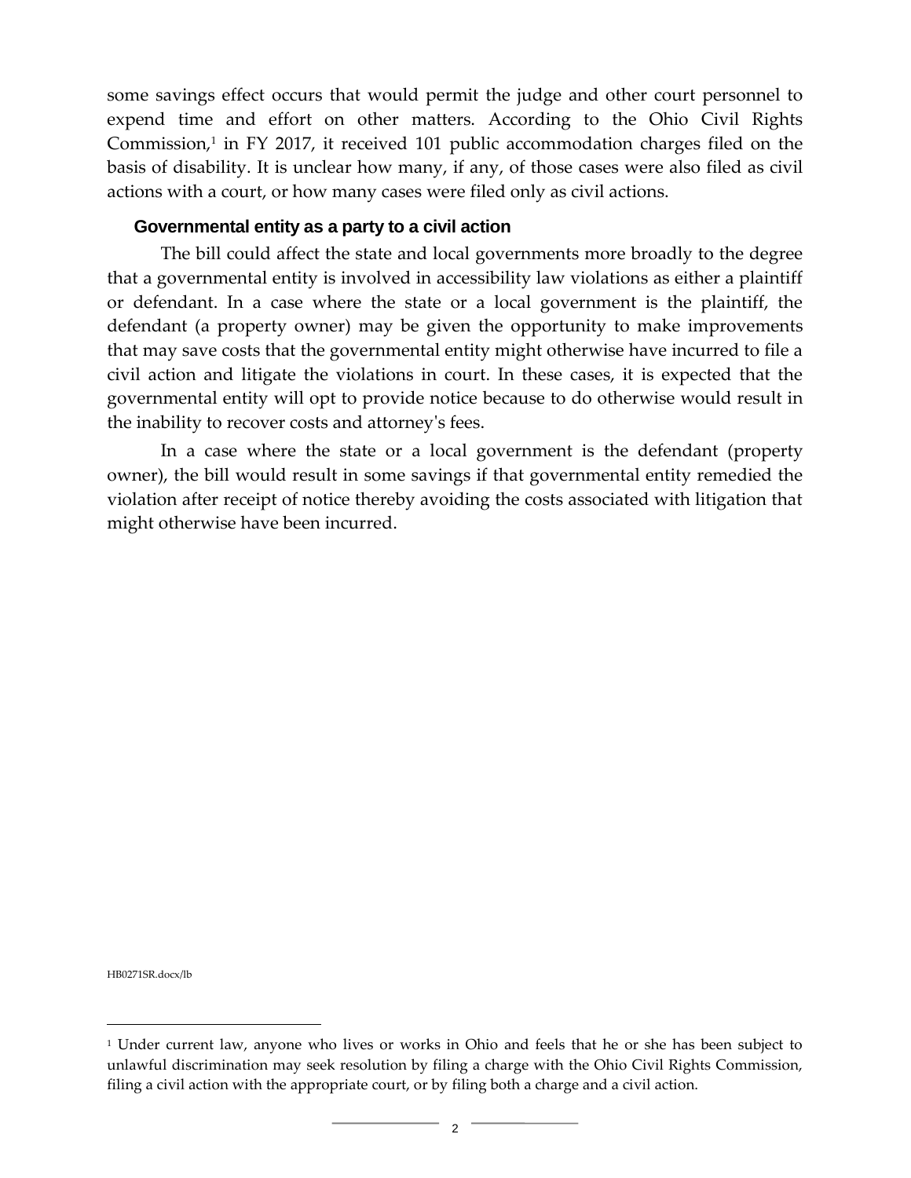some savings effect occurs that would permit the judge and other court personnel to expend time and effort on other matters. According to the Ohio Civil Rights Commission,[1] in FY 2017, it received 101 public accommodation charges filed on the basis of disability. It is unclear how many, if any, of those cases were also filed as civil actions with a court, or how many cases were filed only as civil actions.

### Governmental entity as a party to a civil action

The bill could affect the state and local governments more broadly to the degree that a governmental entity is involved in accessibility law violations as either a plaintiff or defendant. In a case where the state or a local government is the plaintiff, the defendant (a property owner) may be given the opportunity to make improvements that may save costs that the governmental entity might otherwise have incurred to file a civil action and litigate the violations in court. In these cases, it is expected that the governmental entity will opt to provide notice because to do otherwise would result in the inability to recover costs and attorney's fees.

In a case where the state or a local government is the defendant (property owner), the bill would result in some savings if that governmental entity remedied the violation after receipt of notice thereby avoiding the costs associated with litigation that might otherwise have been incurred.

HB0271SR.docx/lb

---

[1] Under current law, anyone who lives or works in Ohio and feels that he or she has been subject to unlawful discrimination may seek resolution by filing a charge with the Ohio Civil Rights Commission, filing a civil action with the appropriate court, or by filing both a charge and a civil action.